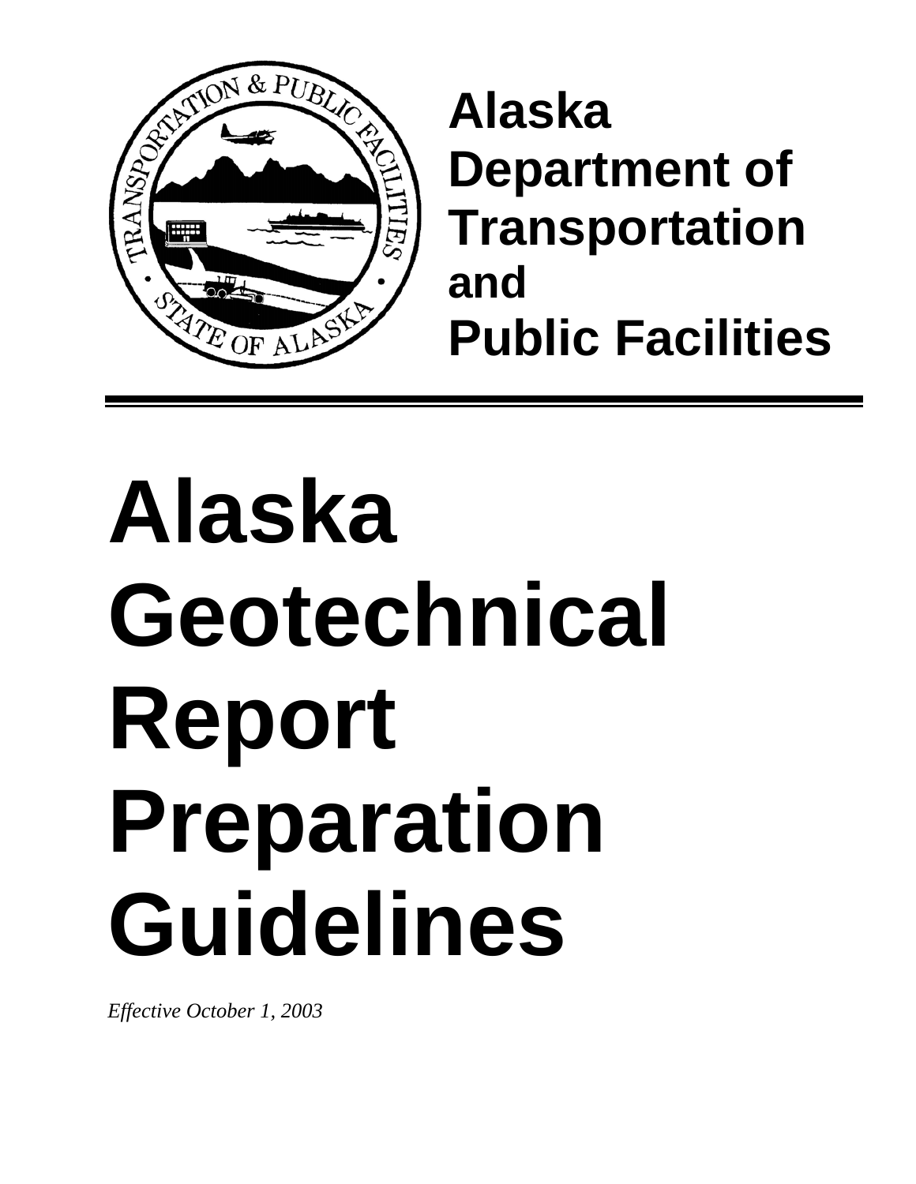**Alaska Department of Transportation and Public Facilities**

# Alaska Geotechnical Report Preparation Guidelines

*Effective October 1, 2003*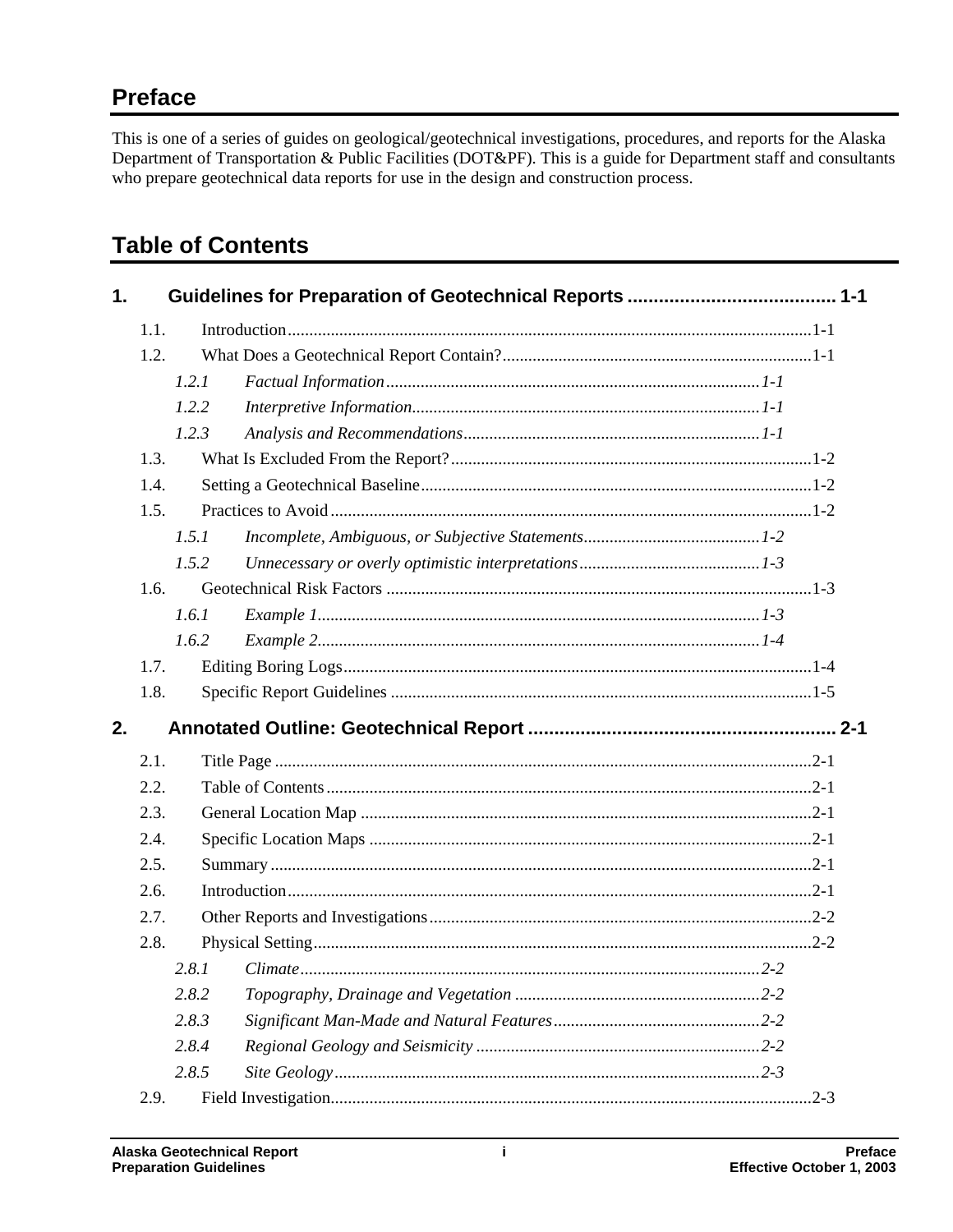## Preface

This is one of a series of guides on geological/geotechnical investigations, procedures, and reports for the Alaska Department of Transportation & Public Facilities (DOT&PF). This is a guide for Department staff and consultants who prepare geotechnical data reports for use in the design and construction process.

## Table of Contents

**1. Guidelines for Preparation of Geotechnical Reports ........................................ 1-1**

- 1.1. Introduction ........................................ 1-1
- 1.2. What Does a Geotechnical Report Contain? ........................................ 1-1
  - *1.2.1 Factual Information ........................................ 1-1*
  - *1.2.2 Interpretive Information ........................................ 1-1*
  - *1.2.3 Analysis and Recommendations ........................................ 1-1*
- 1.3. What Is Excluded From the Report? ........................................ 1-2
- 1.4. Setting a Geotechnical Baseline ........................................ 1-2
- 1.5. Practices to Avoid ........................................ 1-2
  - *1.5.1 Incomplete, Ambiguous, or Subjective Statements ........................................ 1-2*
  - *1.5.2 Unnecessary or overly optimistic interpretations ........................................ 1-3*
- 1.6. Geotechnical Risk Factors ........................................ 1-3
  - *1.6.1 Example 1 ........................................ 1-3*
  - *1.6.2 Example 2 ........................................ 1-4*
- 1.7. Editing Boring Logs ........................................ 1-4
- 1.8. Specific Report Guidelines ........................................ 1-5

**2. Annotated Outline: Geotechnical Report ........................................ 2-1**

- 2.1. Title Page ........................................ 2-1
- 2.2. Table of Contents ........................................ 2-1
- 2.3. General Location Map ........................................ 2-1
- 2.4. Specific Location Maps ........................................ 2-1
- 2.5. Summary ........................................ 2-1
- 2.6. Introduction ........................................ 2-1
- 2.7. Other Reports and Investigations ........................................ 2-2
- 2.8. Physical Setting ........................................ 2-2
  - *2.8.1 Climate ........................................ 2-2*
  - *2.8.2 Topography, Drainage and Vegetation ........................................ 2-2*
  - *2.8.3 Significant Man-Made and Natural Features ........................................ 2-2*
  - *2.8.4 Regional Geology and Seismicity ........................................ 2-2*
  - *2.8.5 Site Geology ........................................ 2-3*
- 2.9. Field Investigation ........................................ 2-3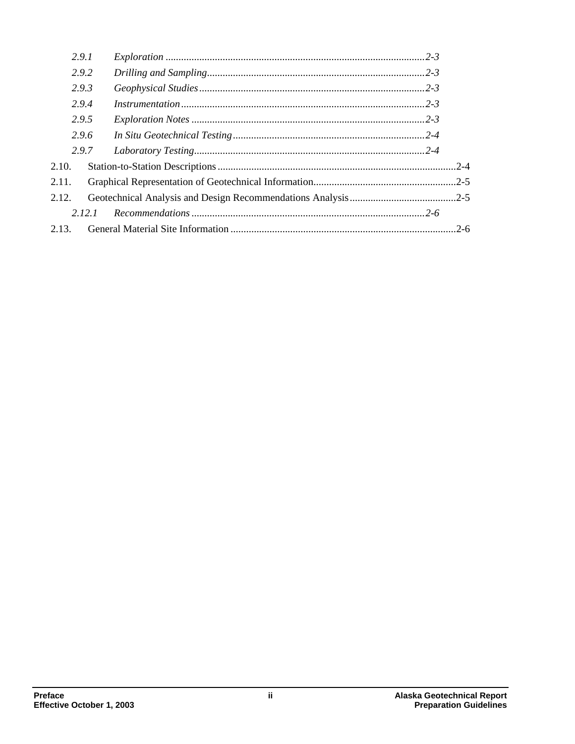*2.9.1 Exploration ....................................................................................................2-3*

*2.9.2 Drilling and Sampling....................................................................................2-3*

*2.9.3 Geophysical Studies.......................................................................................2-3*

*2.9.4 Instrumentation..............................................................................................2-3*

*2.9.5 Exploration Notes ..........................................................................................2-3*

*2.9.6 In Situ Geotechnical Testing...........................................................................2-4*

*2.9.7 Laboratory Testing.........................................................................................2-4*

2.10. Station-to-Station Descriptions.............................................................................................2-4

2.11. Graphical Representation of Geotechnical Information.......................................................2-5

2.12. Geotechnical Analysis and Design Recommendations Analysis.........................................2-5

*2.12.1 Recommendations ..........................................................................................2-6*

2.13. General Material Site Information .......................................................................................2-6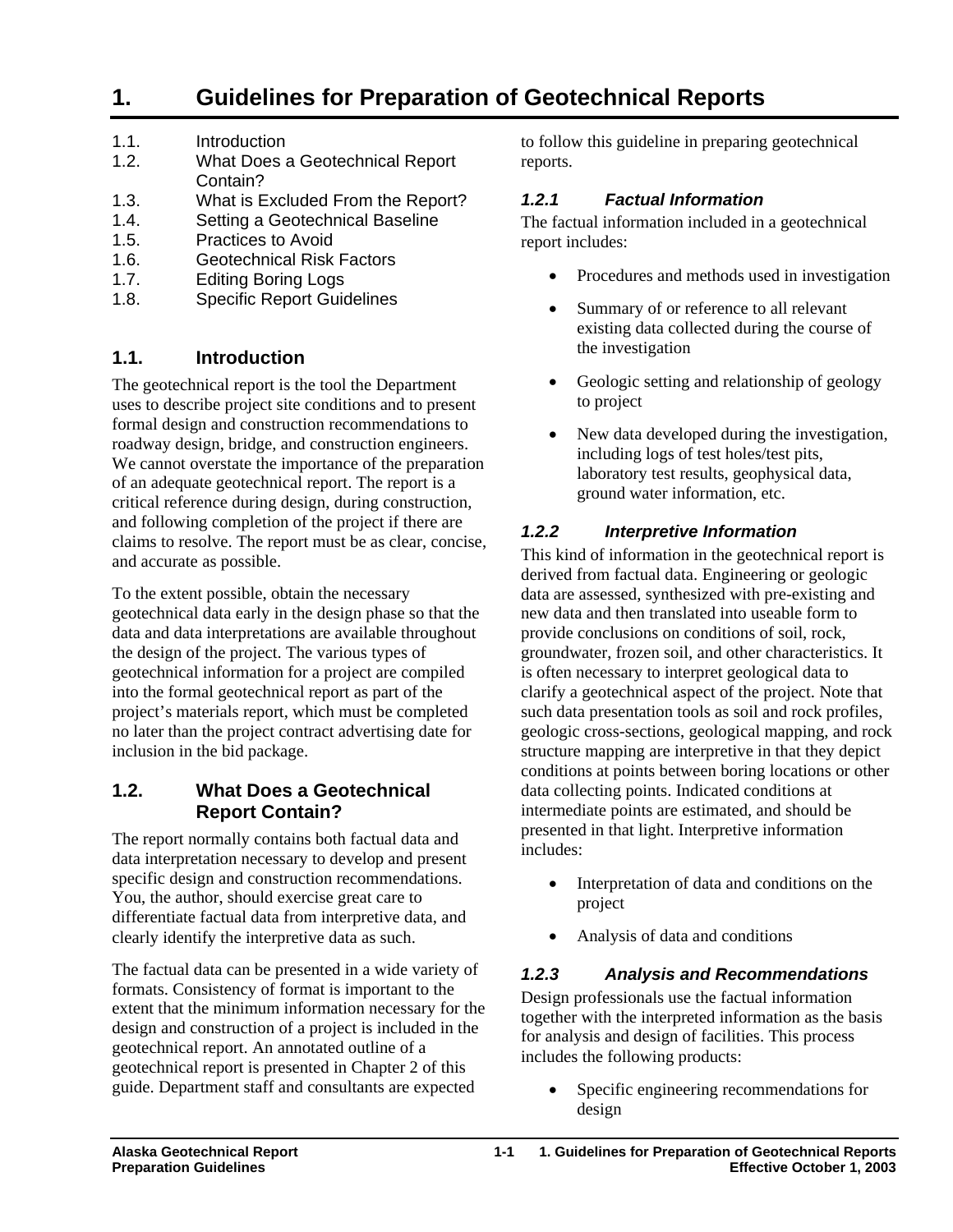# 1. Guidelines for Preparation of Geotechnical Reports

1.1. Introduction
1.2. What Does a Geotechnical Report Contain?
1.3. What is Excluded From the Report?
1.4. Setting a Geotechnical Baseline
1.5. Practices to Avoid
1.6. Geotechnical Risk Factors
1.7. Editing Boring Logs
1.8. Specific Report Guidelines

## 1.1. Introduction

The geotechnical report is the tool the Department uses to describe project site conditions and to present formal design and construction recommendations to roadway design, bridge, and construction engineers. We cannot overstate the importance of the preparation of an adequate geotechnical report. The report is a critical reference during design, during construction, and following completion of the project if there are claims to resolve. The report must be as clear, concise, and accurate as possible.

To the extent possible, obtain the necessary geotechnical data early in the design phase so that the data and data interpretations are available throughout the design of the project. The various types of geotechnical information for a project are compiled into the formal geotechnical report as part of the project's materials report, which must be completed no later than the project contract advertising date for inclusion in the bid package.

## 1.2. What Does a Geotechnical Report Contain?

The report normally contains both factual data and data interpretation necessary to develop and present specific design and construction recommendations. You, the author, should exercise great care to differentiate factual data from interpretive data, and clearly identify the interpretive data as such.

The factual data can be presented in a wide variety of formats. Consistency of format is important to the extent that the minimum information necessary for the design and construction of a project is included in the geotechnical report. An annotated outline of a geotechnical report is presented in Chapter 2 of this guide. Department staff and consultants are expected to follow this guideline in preparing geotechnical reports.

### *1.2.1 Factual Information*

The factual information included in a geotechnical report includes:

- Procedures and methods used in investigation
- Summary of or reference to all relevant existing data collected during the course of the investigation
- Geologic setting and relationship of geology to project
- New data developed during the investigation, including logs of test holes/test pits, laboratory test results, geophysical data, ground water information, etc.

### *1.2.2 Interpretive Information*

This kind of information in the geotechnical report is derived from factual data. Engineering or geologic data are assessed, synthesized with pre-existing and new data and then translated into useable form to provide conclusions on conditions of soil, rock, groundwater, frozen soil, and other characteristics. It is often necessary to interpret geological data to clarify a geotechnical aspect of the project. Note that such data presentation tools as soil and rock profiles, geologic cross-sections, geological mapping, and rock structure mapping are interpretive in that they depict conditions at points between boring locations or other data collecting points. Indicated conditions at intermediate points are estimated, and should be presented in that light. Interpretive information includes:

- Interpretation of data and conditions on the project
- Analysis of data and conditions

### *1.2.3 Analysis and Recommendations*

Design professionals use the factual information together with the interpreted information as the basis for analysis and design of facilities. This process includes the following products:

- Specific engineering recommendations for design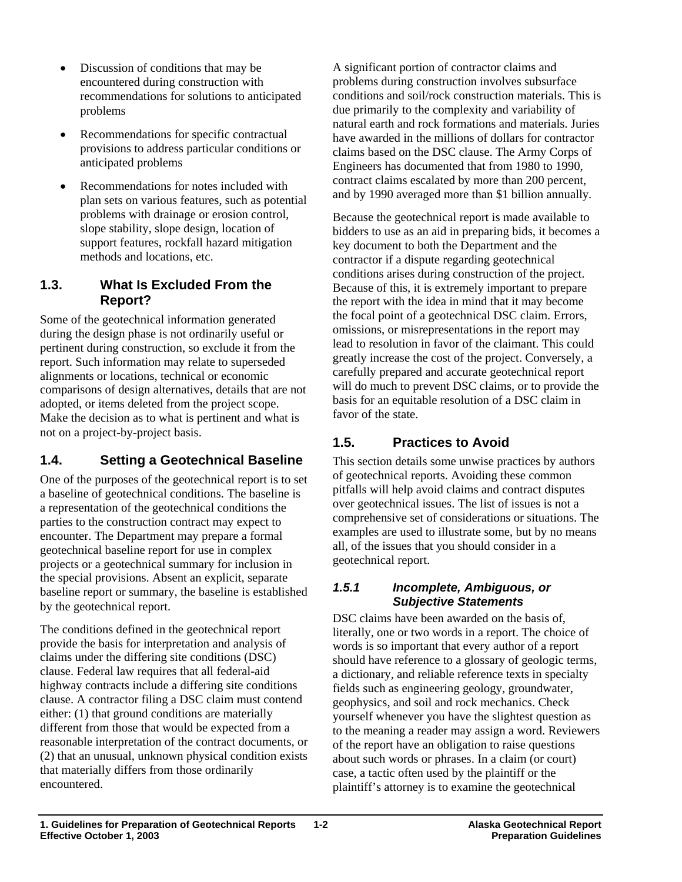- Discussion of conditions that may be encountered during construction with recommendations for solutions to anticipated problems
- Recommendations for specific contractual provisions to address particular conditions or anticipated problems
- Recommendations for notes included with plan sets on various features, such as potential problems with drainage or erosion control, slope stability, slope design, location of support features, rockfall hazard mitigation methods and locations, etc.

## 1.3. What Is Excluded From the Report?

Some of the geotechnical information generated during the design phase is not ordinarily useful or pertinent during construction, so exclude it from the report. Such information may relate to superseded alignments or locations, technical or economic comparisons of design alternatives, details that are not adopted, or items deleted from the project scope. Make the decision as to what is pertinent and what is not on a project-by-project basis.

## 1.4. Setting a Geotechnical Baseline

One of the purposes of the geotechnical report is to set a baseline of geotechnical conditions. The baseline is a representation of the geotechnical conditions the parties to the construction contract may expect to encounter. The Department may prepare a formal geotechnical baseline report for use in complex projects or a geotechnical summary for inclusion in the special provisions. Absent an explicit, separate baseline report or summary, the baseline is established by the geotechnical report.

The conditions defined in the geotechnical report provide the basis for interpretation and analysis of claims under the differing site conditions (DSC) clause. Federal law requires that all federal-aid highway contracts include a differing site conditions clause. A contractor filing a DSC claim must contend either: (1) that ground conditions are materially different from those that would be expected from a reasonable interpretation of the contract documents, or (2) that an unusual, unknown physical condition exists that materially differs from those ordinarily encountered.

A significant portion of contractor claims and problems during construction involves subsurface conditions and soil/rock construction materials. This is due primarily to the complexity and variability of natural earth and rock formations and materials. Juries have awarded in the millions of dollars for contractor claims based on the DSC clause. The Army Corps of Engineers has documented that from 1980 to 1990, contract claims escalated by more than 200 percent, and by 1990 averaged more than $1 billion annually.

Because the geotechnical report is made available to bidders to use as an aid in preparing bids, it becomes a key document to both the Department and the contractor if a dispute regarding geotechnical conditions arises during construction of the project. Because of this, it is extremely important to prepare the report with the idea in mind that it may become the focal point of a geotechnical DSC claim. Errors, omissions, or misrepresentations in the report may lead to resolution in favor of the claimant. This could greatly increase the cost of the project. Conversely, a carefully prepared and accurate geotechnical report will do much to prevent DSC claims, or to provide the basis for an equitable resolution of a DSC claim in favor of the state.

## 1.5. Practices to Avoid

This section details some unwise practices by authors of geotechnical reports. Avoiding these common pitfalls will help avoid claims and contract disputes over geotechnical issues. The list of issues is not a comprehensive set of considerations or situations. The examples are used to illustrate some, but by no means all, of the issues that you should consider in a geotechnical report.

### *1.5.1 Incomplete, Ambiguous, or Subjective Statements*

DSC claims have been awarded on the basis of, literally, one or two words in a report. The choice of words is so important that every author of a report should have reference to a glossary of geologic terms, a dictionary, and reliable reference texts in specialty fields such as engineering geology, groundwater, geophysics, and soil and rock mechanics. Check yourself whenever you have the slightest question as to the meaning a reader may assign a word. Reviewers of the report have an obligation to raise questions about such words or phrases. In a claim (or court) case, a tactic often used by the plaintiff or the plaintiff's attorney is to examine the geotechnical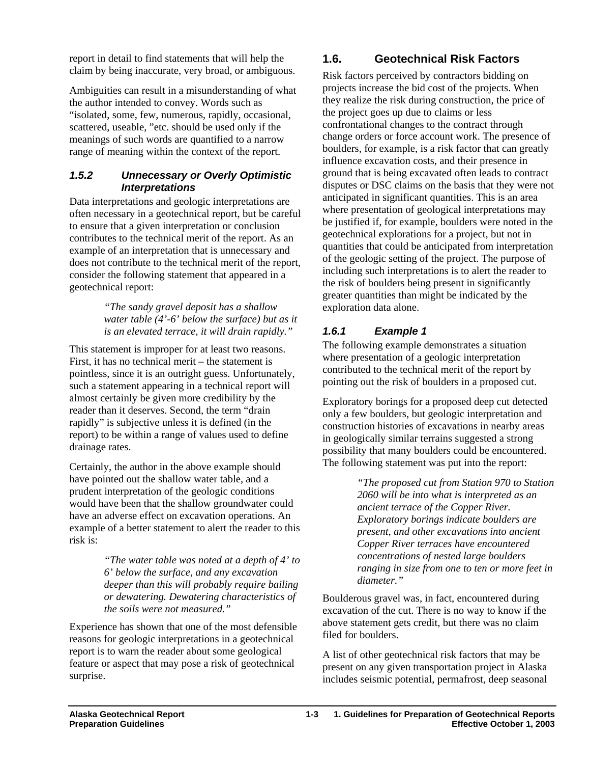report in detail to find statements that will help the claim by being inaccurate, very broad, or ambiguous.

Ambiguities can result in a misunderstanding of what the author intended to convey. Words such as "isolated, some, few, numerous, rapidly, occasional, scattered, useable, "etc. should be used only if the meanings of such words are quantified to a narrow range of meaning within the context of the report.

### *1.5.2 Unnecessary or Overly Optimistic Interpretations*

Data interpretations and geologic interpretations are often necessary in a geotechnical report, but be careful to ensure that a given interpretation or conclusion contributes to the technical merit of the report. As an example of an interpretation that is unnecessary and does not contribute to the technical merit of the report, consider the following statement that appeared in a geotechnical report:

> *"The sandy gravel deposit has a shallow water table (4'-6' below the surface) but as it is an elevated terrace, it will drain rapidly."*

This statement is improper for at least two reasons. First, it has no technical merit – the statement is pointless, since it is an outright guess. Unfortunately, such a statement appearing in a technical report will almost certainly be given more credibility by the reader than it deserves. Second, the term "drain rapidly" is subjective unless it is defined (in the report) to be within a range of values used to define drainage rates.

Certainly, the author in the above example should have pointed out the shallow water table, and a prudent interpretation of the geologic conditions would have been that the shallow groundwater could have an adverse effect on excavation operations. An example of a better statement to alert the reader to this risk is:

> *"The water table was noted at a depth of 4' to 6' below the surface, and any excavation deeper than this will probably require bailing or dewatering. Dewatering characteristics of the soils were not measured."*

Experience has shown that one of the most defensible reasons for geologic interpretations in a geotechnical report is to warn the reader about some geological feature or aspect that may pose a risk of geotechnical surprise.

## 1.6. Geotechnical Risk Factors

Risk factors perceived by contractors bidding on projects increase the bid cost of the projects. When they realize the risk during construction, the price of the project goes up due to claims or less confrontational changes to the contract through change orders or force account work. The presence of boulders, for example, is a risk factor that can greatly influence excavation costs, and their presence in ground that is being excavated often leads to contract disputes or DSC claims on the basis that they were not anticipated in significant quantities. This is an area where presentation of geological interpretations may be justified if, for example, boulders were noted in the geotechnical explorations for a project, but not in quantities that could be anticipated from interpretation of the geologic setting of the project. The purpose of including such interpretations is to alert the reader to the risk of boulders being present in significantly greater quantities than might be indicated by the exploration data alone.

### *1.6.1 Example 1*

The following example demonstrates a situation where presentation of a geologic interpretation contributed to the technical merit of the report by pointing out the risk of boulders in a proposed cut.

Exploratory borings for a proposed deep cut detected only a few boulders, but geologic interpretation and construction histories of excavations in nearby areas in geologically similar terrains suggested a strong possibility that many boulders could be encountered. The following statement was put into the report:

> *"The proposed cut from Station 970 to Station 2060 will be into what is interpreted as an ancient terrace of the Copper River. Exploratory borings indicate boulders are present, and other excavations into ancient Copper River terraces have encountered concentrations of nested large boulders ranging in size from one to ten or more feet in diameter."*

Boulderous gravel was, in fact, encountered during excavation of the cut. There is no way to know if the above statement gets credit, but there was no claim filed for boulders.

A list of other geotechnical risk factors that may be present on any given transportation project in Alaska includes seismic potential, permafrost, deep seasonal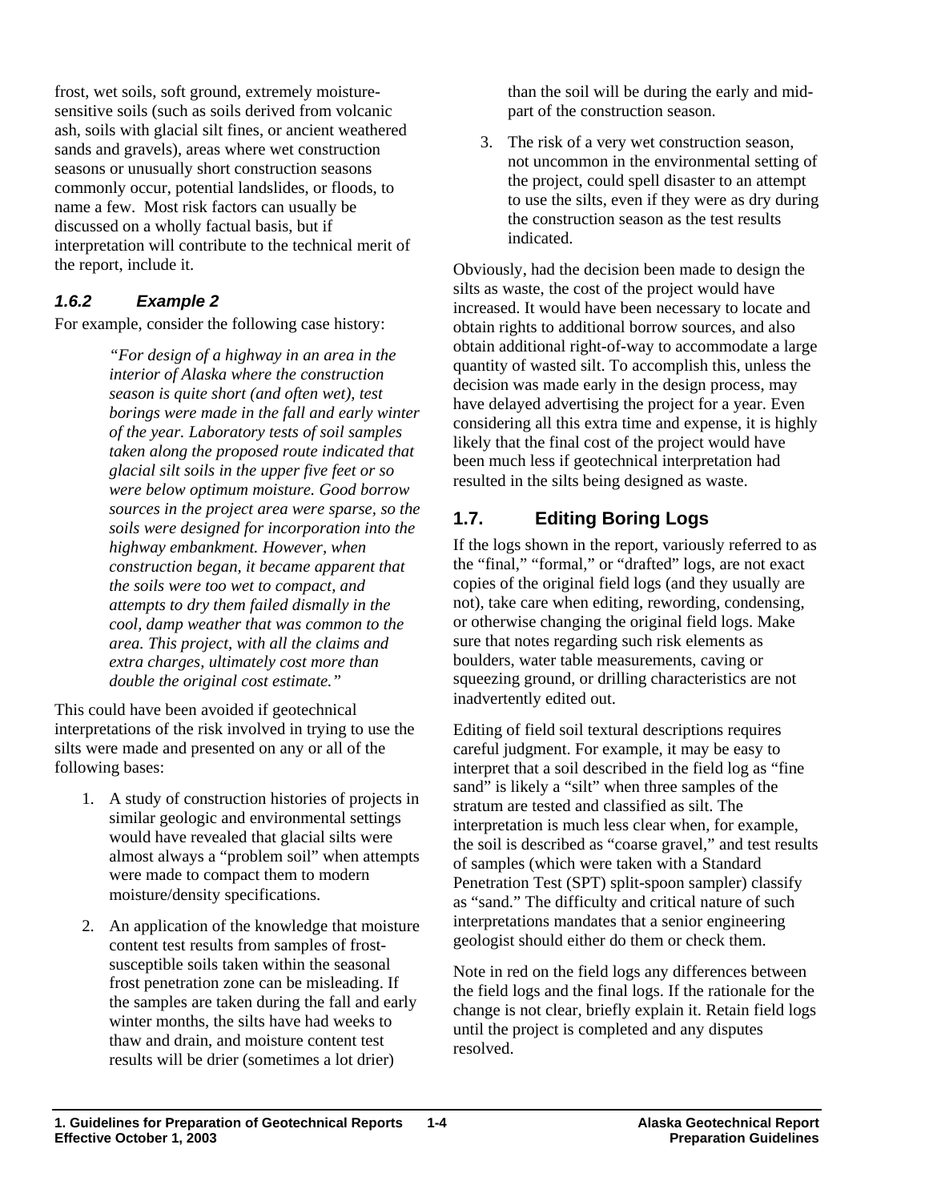frost, wet soils, soft ground, extremely moisture-sensitive soils (such as soils derived from volcanic ash, soils with glacial silt fines, or ancient weathered sands and gravels), areas where wet construction seasons or unusually short construction seasons commonly occur, potential landslides, or floods, to name a few. Most risk factors can usually be discussed on a wholly factual basis, but if interpretation will contribute to the technical merit of the report, include it.

### *1.6.2 Example 2*

For example, consider the following case history:

> *"For design of a highway in an area in the interior of Alaska where the construction season is quite short (and often wet), test borings were made in the fall and early winter of the year. Laboratory tests of soil samples taken along the proposed route indicated that glacial silt soils in the upper five feet or so were below optimum moisture. Good borrow sources in the project area were sparse, so the soils were designed for incorporation into the highway embankment. However, when construction began, it became apparent that the soils were too wet to compact, and attempts to dry them failed dismally in the cool, damp weather that was common to the area. This project, with all the claims and extra charges, ultimately cost more than double the original cost estimate."*

This could have been avoided if geotechnical interpretations of the risk involved in trying to use the silts were made and presented on any or all of the following bases:

1. A study of construction histories of projects in similar geologic and environmental settings would have revealed that glacial silts were almost always a "problem soil" when attempts were made to compact them to modern moisture/density specifications.
2. An application of the knowledge that moisture content test results from samples of frost-susceptible soils taken within the seasonal frost penetration zone can be misleading. If the samples are taken during the fall and early winter months, the silts have had weeks to thaw and drain, and moisture content test results will be drier (sometimes a lot drier) than the soil will be during the early and mid-part of the construction season.
3. The risk of a very wet construction season, not uncommon in the environmental setting of the project, could spell disaster to an attempt to use the silts, even if they were as dry during the construction season as the test results indicated.

Obviously, had the decision been made to design the silts as waste, the cost of the project would have increased. It would have been necessary to locate and obtain rights to additional borrow sources, and also obtain additional right-of-way to accommodate a large quantity of wasted silt. To accomplish this, unless the decision was made early in the design process, may have delayed advertising the project for a year. Even considering all this extra time and expense, it is highly likely that the final cost of the project would have been much less if geotechnical interpretation had resulted in the silts being designed as waste.

## 1.7. Editing Boring Logs

If the logs shown in the report, variously referred to as the "final," "formal," or "drafted" logs, are not exact copies of the original field logs (and they usually are not), take care when editing, rewording, condensing, or otherwise changing the original field logs. Make sure that notes regarding such risk elements as boulders, water table measurements, caving or squeezing ground, or drilling characteristics are not inadvertently edited out.

Editing of field soil textural descriptions requires careful judgment. For example, it may be easy to interpret that a soil described in the field log as "fine sand" is likely a "silt" when three samples of the stratum are tested and classified as silt. The interpretation is much less clear when, for example, the soil is described as "coarse gravel," and test results of samples (which were taken with a Standard Penetration Test (SPT) split-spoon sampler) classify as "sand." The difficulty and critical nature of such interpretations mandates that a senior engineering geologist should either do them or check them.

Note in red on the field logs any differences between the field logs and the final logs. If the rationale for the change is not clear, briefly explain it. Retain field logs until the project is completed and any disputes resolved.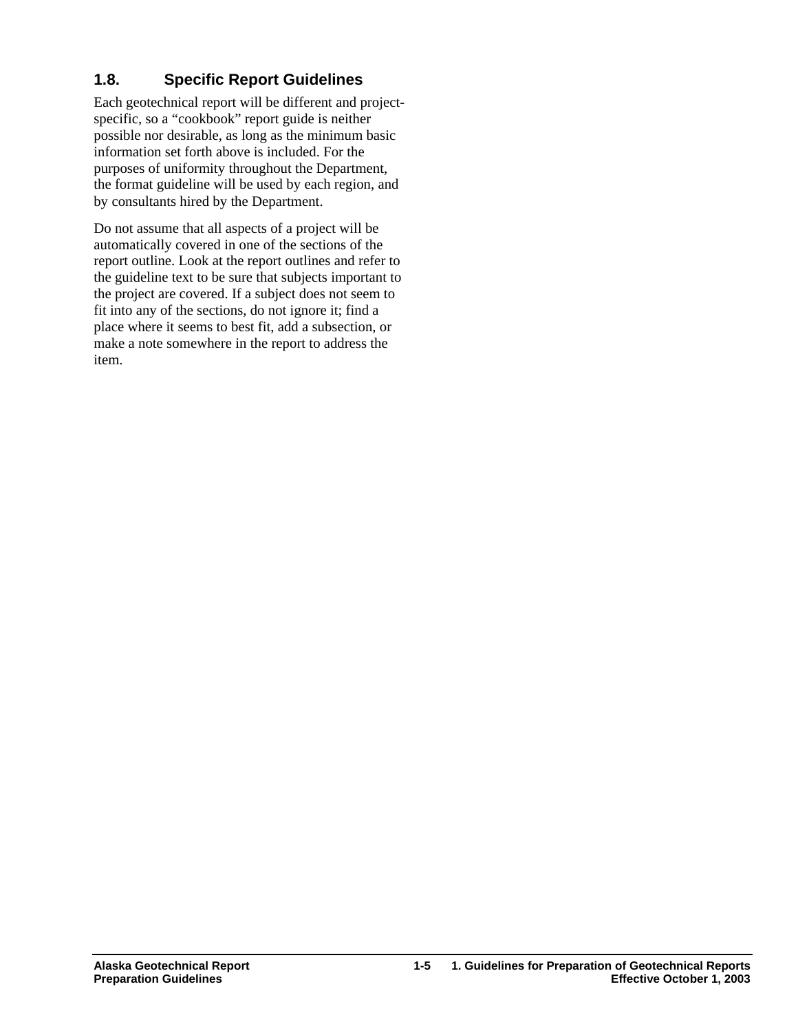## 1.8. Specific Report Guidelines

Each geotechnical report will be different and project-specific, so a "cookbook" report guide is neither possible nor desirable, as long as the minimum basic information set forth above is included. For the purposes of uniformity throughout the Department, the format guideline will be used by each region, and by consultants hired by the Department.

Do not assume that all aspects of a project will be automatically covered in one of the sections of the report outline. Look at the report outlines and refer to the guideline text to be sure that subjects important to the project are covered. If a subject does not seem to fit into any of the sections, do not ignore it; find a place where it seems to best fit, add a subsection, or make a note somewhere in the report to address the item.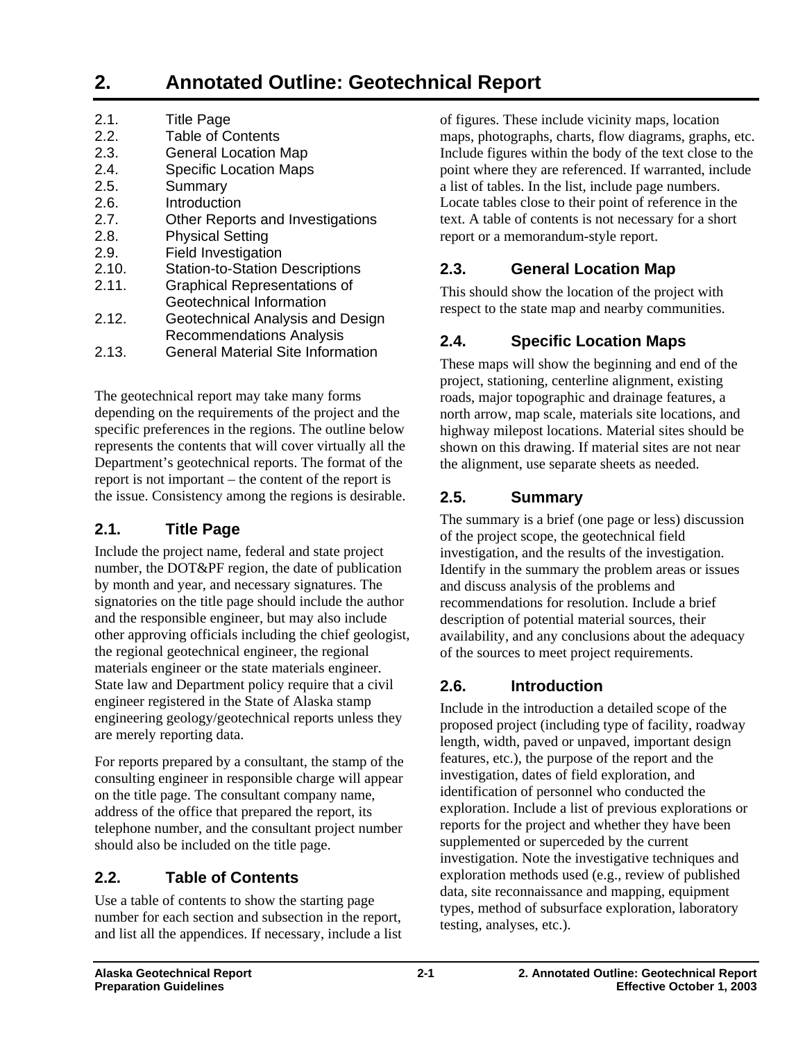# 2. Annotated Outline: Geotechnical Report

- 2.1. Title Page
- 2.2. Table of Contents
- 2.3. General Location Map
- 2.4. Specific Location Maps
- 2.5. Summary
- 2.6. Introduction
- 2.7. Other Reports and Investigations
- 2.8. Physical Setting
- 2.9. Field Investigation
- 2.10. Station-to-Station Descriptions
- 2.11. Graphical Representations of Geotechnical Information
- 2.12. Geotechnical Analysis and Design Recommendations Analysis
- 2.13. General Material Site Information

The geotechnical report may take many forms depending on the requirements of the project and the specific preferences in the regions. The outline below represents the contents that will cover virtually all the Department's geotechnical reports. The format of the report is not important – the content of the report is the issue. Consistency among the regions is desirable.

## 2.1. Title Page

Include the project name, federal and state project number, the DOT&PF region, the date of publication by month and year, and necessary signatures. The signatories on the title page should include the author and the responsible engineer, but may also include other approving officials including the chief geologist, the regional geotechnical engineer, the regional materials engineer or the state materials engineer. State law and Department policy require that a civil engineer registered in the State of Alaska stamp engineering geology/geotechnical reports unless they are merely reporting data.

For reports prepared by a consultant, the stamp of the consulting engineer in responsible charge will appear on the title page. The consultant company name, address of the office that prepared the report, its telephone number, and the consultant project number should also be included on the title page.

## 2.2. Table of Contents

Use a table of contents to show the starting page number for each section and subsection in the report, and list all the appendices. If necessary, include a list of figures. These include vicinity maps, location maps, photographs, charts, flow diagrams, graphs, etc. Include figures within the body of the text close to the point where they are referenced. If warranted, include a list of tables. In the list, include page numbers. Locate tables close to their point of reference in the text. A table of contents is not necessary for a short report or a memorandum-style report.

## 2.3. General Location Map

This should show the location of the project with respect to the state map and nearby communities.

## 2.4. Specific Location Maps

These maps will show the beginning and end of the project, stationing, centerline alignment, existing roads, major topographic and drainage features, a north arrow, map scale, materials site locations, and highway milepost locations. Material sites should be shown on this drawing. If material sites are not near the alignment, use separate sheets as needed.

## 2.5. Summary

The summary is a brief (one page or less) discussion of the project scope, the geotechnical field investigation, and the results of the investigation. Identify in the summary the problem areas or issues and discuss analysis of the problems and recommendations for resolution. Include a brief description of potential material sources, their availability, and any conclusions about the adequacy of the sources to meet project requirements.

## 2.6. Introduction

Include in the introduction a detailed scope of the proposed project (including type of facility, roadway length, width, paved or unpaved, important design features, etc.), the purpose of the report and the investigation, dates of field exploration, and identification of personnel who conducted the exploration. Include a list of previous explorations or reports for the project and whether they have been supplemented or superceded by the current investigation. Note the investigative techniques and exploration methods used (e.g., review of published data, site reconnaissance and mapping, equipment types, method of subsurface exploration, laboratory testing, analyses, etc.).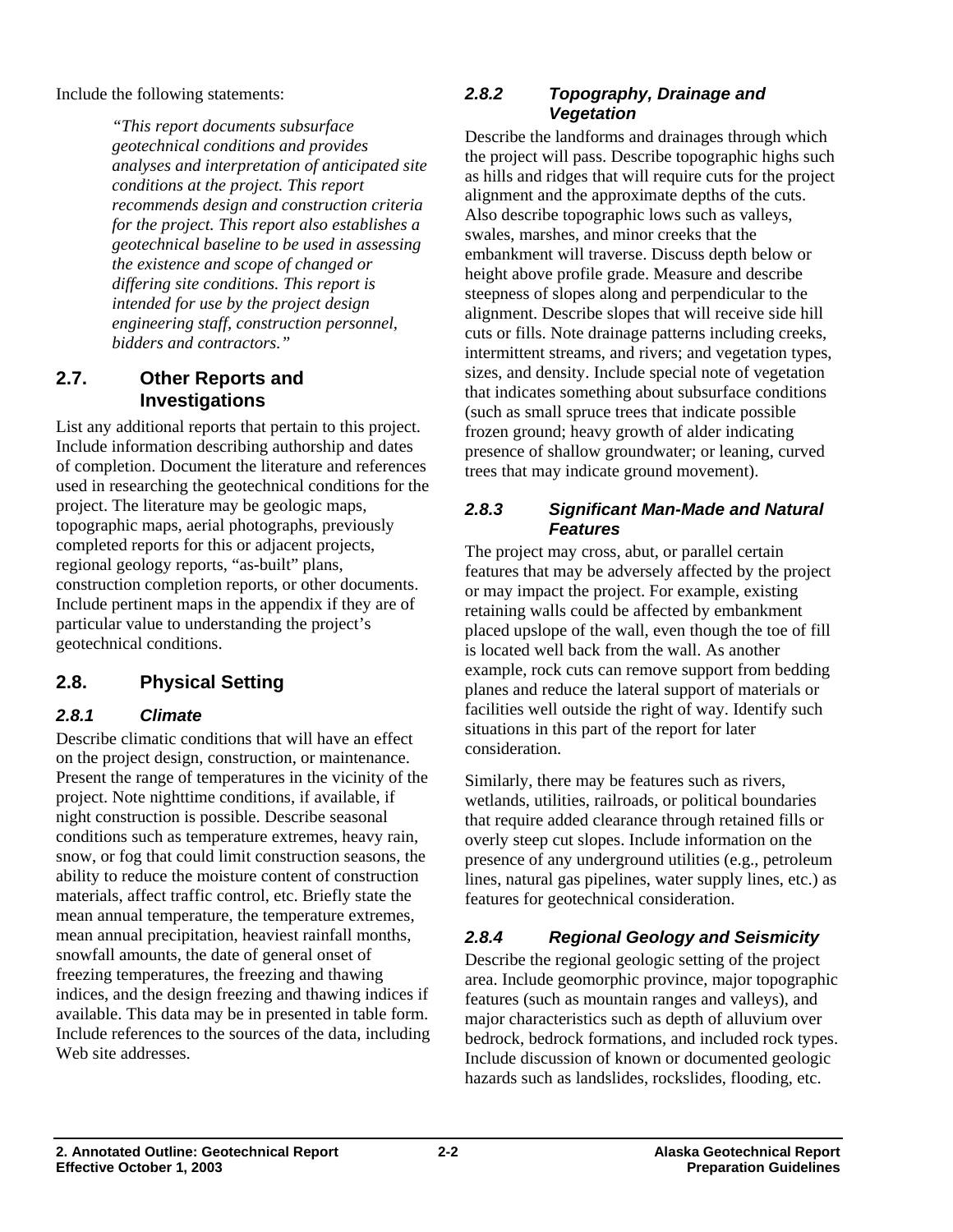Include the following statements:

> *"This report documents subsurface geotechnical conditions and provides analyses and interpretation of anticipated site conditions at the project. This report recommends design and construction criteria for the project. This report also establishes a geotechnical baseline to be used in assessing the existence and scope of changed or differing site conditions. This report is intended for use by the project design engineering staff, construction personnel, bidders and contractors."*

## 2.7. Other Reports and Investigations

List any additional reports that pertain to this project. Include information describing authorship and dates of completion. Document the literature and references used in researching the geotechnical conditions for the project. The literature may be geologic maps, topographic maps, aerial photographs, previously completed reports for this or adjacent projects, regional geology reports, "as-built" plans, construction completion reports, or other documents. Include pertinent maps in the appendix if they are of particular value to understanding the project's geotechnical conditions.

## 2.8. Physical Setting

### *2.8.1 Climate*

Describe climatic conditions that will have an effect on the project design, construction, or maintenance. Present the range of temperatures in the vicinity of the project. Note nighttime conditions, if available, if night construction is possible. Describe seasonal conditions such as temperature extremes, heavy rain, snow, or fog that could limit construction seasons, the ability to reduce the moisture content of construction materials, affect traffic control, etc. Briefly state the mean annual temperature, the temperature extremes, mean annual precipitation, heaviest rainfall months, snowfall amounts, the date of general onset of freezing temperatures, the freezing and thawing indices, and the design freezing and thawing indices if available. This data may be in presented in table form. Include references to the sources of the data, including Web site addresses.

### *2.8.2 Topography, Drainage and Vegetation*

Describe the landforms and drainages through which the project will pass. Describe topographic highs such as hills and ridges that will require cuts for the project alignment and the approximate depths of the cuts. Also describe topographic lows such as valleys, swales, marshes, and minor creeks that the embankment will traverse. Discuss depth below or height above profile grade. Measure and describe steepness of slopes along and perpendicular to the alignment. Describe slopes that will receive side hill cuts or fills. Note drainage patterns including creeks, intermittent streams, and rivers; and vegetation types, sizes, and density. Include special note of vegetation that indicates something about subsurface conditions (such as small spruce trees that indicate possible frozen ground; heavy growth of alder indicating presence of shallow groundwater; or leaning, curved trees that may indicate ground movement).

### *2.8.3 Significant Man-Made and Natural Features*

The project may cross, abut, or parallel certain features that may be adversely affected by the project or may impact the project. For example, existing retaining walls could be affected by embankment placed upslope of the wall, even though the toe of fill is located well back from the wall. As another example, rock cuts can remove support from bedding planes and reduce the lateral support of materials or facilities well outside the right of way. Identify such situations in this part of the report for later consideration.

Similarly, there may be features such as rivers, wetlands, utilities, railroads, or political boundaries that require added clearance through retained fills or overly steep cut slopes. Include information on the presence of any underground utilities (e.g., petroleum lines, natural gas pipelines, water supply lines, etc.) as features for geotechnical consideration.

### *2.8.4 Regional Geology and Seismicity*

Describe the regional geologic setting of the project area. Include geomorphic province, major topographic features (such as mountain ranges and valleys), and major characteristics such as depth of alluvium over bedrock, bedrock formations, and included rock types. Include discussion of known or documented geologic hazards such as landslides, rockslides, flooding, etc.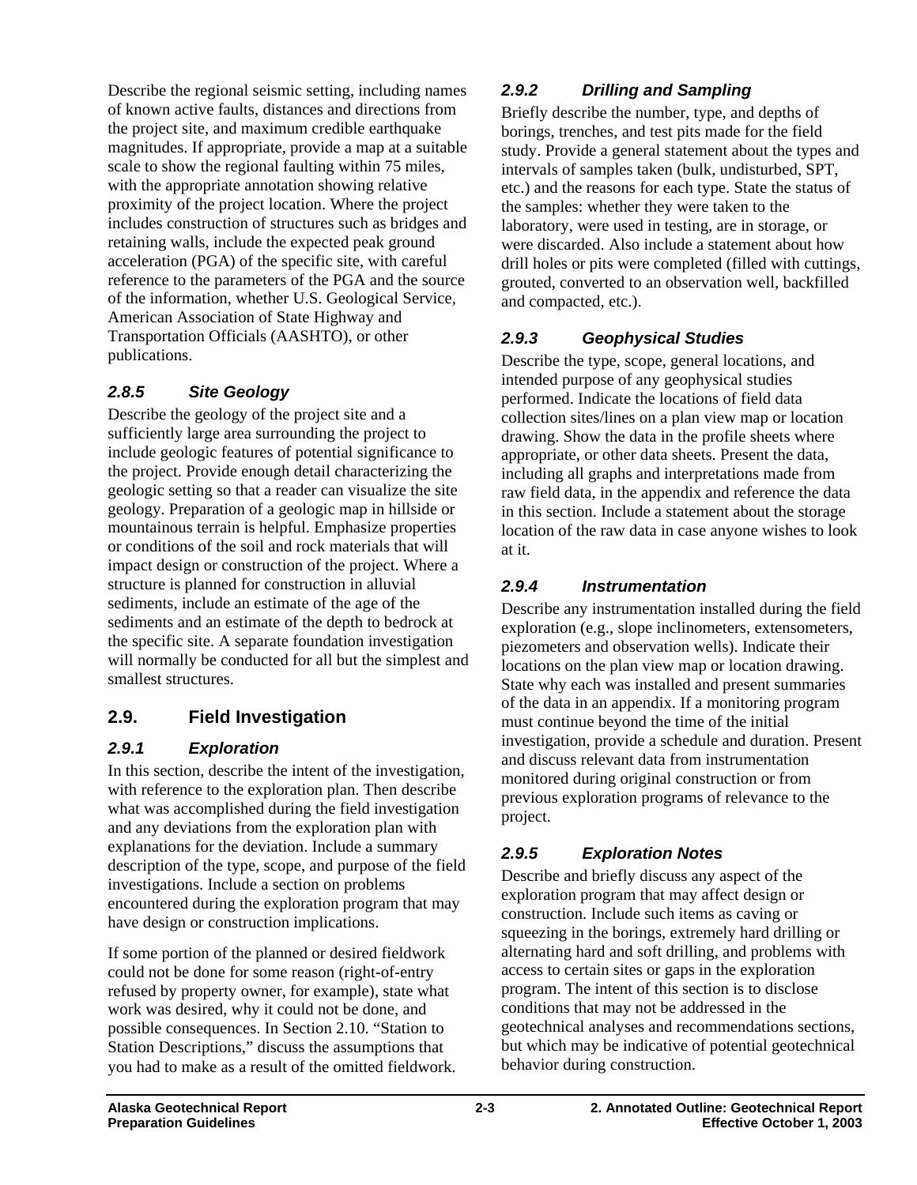Describe the regional seismic setting, including names of known active faults, distances and directions from the project site, and maximum credible earthquake magnitudes. If appropriate, provide a map at a suitable scale to show the regional faulting within 75 miles, with the appropriate annotation showing relative proximity of the project location. Where the project includes construction of structures such as bridges and retaining walls, include the expected peak ground acceleration (PGA) of the specific site, with careful reference to the parameters of the PGA and the source of the information, whether U.S. Geological Service, American Association of State Highway and Transportation Officials (AASHTO), or other publications.

### *2.8.5 Site Geology*

Describe the geology of the project site and a sufficiently large area surrounding the project to include geologic features of potential significance to the project. Provide enough detail characterizing the geologic setting so that a reader can visualize the site geology. Preparation of a geologic map in hillside or mountainous terrain is helpful. Emphasize properties or conditions of the soil and rock materials that will impact design or construction of the project. Where a structure is planned for construction in alluvial sediments, include an estimate of the age of the sediments and an estimate of the depth to bedrock at the specific site. A separate foundation investigation will normally be conducted for all but the simplest and smallest structures.

## 2.9. Field Investigation

### *2.9.1 Exploration*

In this section, describe the intent of the investigation, with reference to the exploration plan. Then describe what was accomplished during the field investigation and any deviations from the exploration plan with explanations for the deviation. Include a summary description of the type, scope, and purpose of the field investigations. Include a section on problems encountered during the exploration program that may have design or construction implications.

If some portion of the planned or desired fieldwork could not be done for some reason (right-of-entry refused by property owner, for example), state what work was desired, why it could not be done, and possible consequences. In Section 2.10. "Station to Station Descriptions," discuss the assumptions that you had to make as a result of the omitted fieldwork.

### *2.9.2 Drilling and Sampling*

Briefly describe the number, type, and depths of borings, trenches, and test pits made for the field study. Provide a general statement about the types and intervals of samples taken (bulk, undisturbed, SPT, etc.) and the reasons for each type. State the status of the samples: whether they were taken to the laboratory, were used in testing, are in storage, or were discarded. Also include a statement about how drill holes or pits were completed (filled with cuttings, grouted, converted to an observation well, backfilled and compacted, etc.).

### *2.9.3 Geophysical Studies*

Describe the type, scope, general locations, and intended purpose of any geophysical studies performed. Indicate the locations of field data collection sites/lines on a plan view map or location drawing. Show the data in the profile sheets where appropriate, or other data sheets. Present the data, including all graphs and interpretations made from raw field data, in the appendix and reference the data in this section. Include a statement about the storage location of the raw data in case anyone wishes to look at it.

### *2.9.4 Instrumentation*

Describe any instrumentation installed during the field exploration (e.g., slope inclinometers, extensometers, piezometers and observation wells). Indicate their locations on the plan view map or location drawing. State why each was installed and present summaries of the data in an appendix. If a monitoring program must continue beyond the time of the initial investigation, provide a schedule and duration. Present and discuss relevant data from instrumentation monitored during original construction or from previous exploration programs of relevance to the project.

### *2.9.5 Exploration Notes*

Describe and briefly discuss any aspect of the exploration program that may affect design or construction. Include such items as caving or squeezing in the borings, extremely hard drilling or alternating hard and soft drilling, and problems with access to certain sites or gaps in the exploration program. The intent of this section is to disclose conditions that may not be addressed in the geotechnical analyses and recommendations sections, but which may be indicative of potential geotechnical behavior during construction.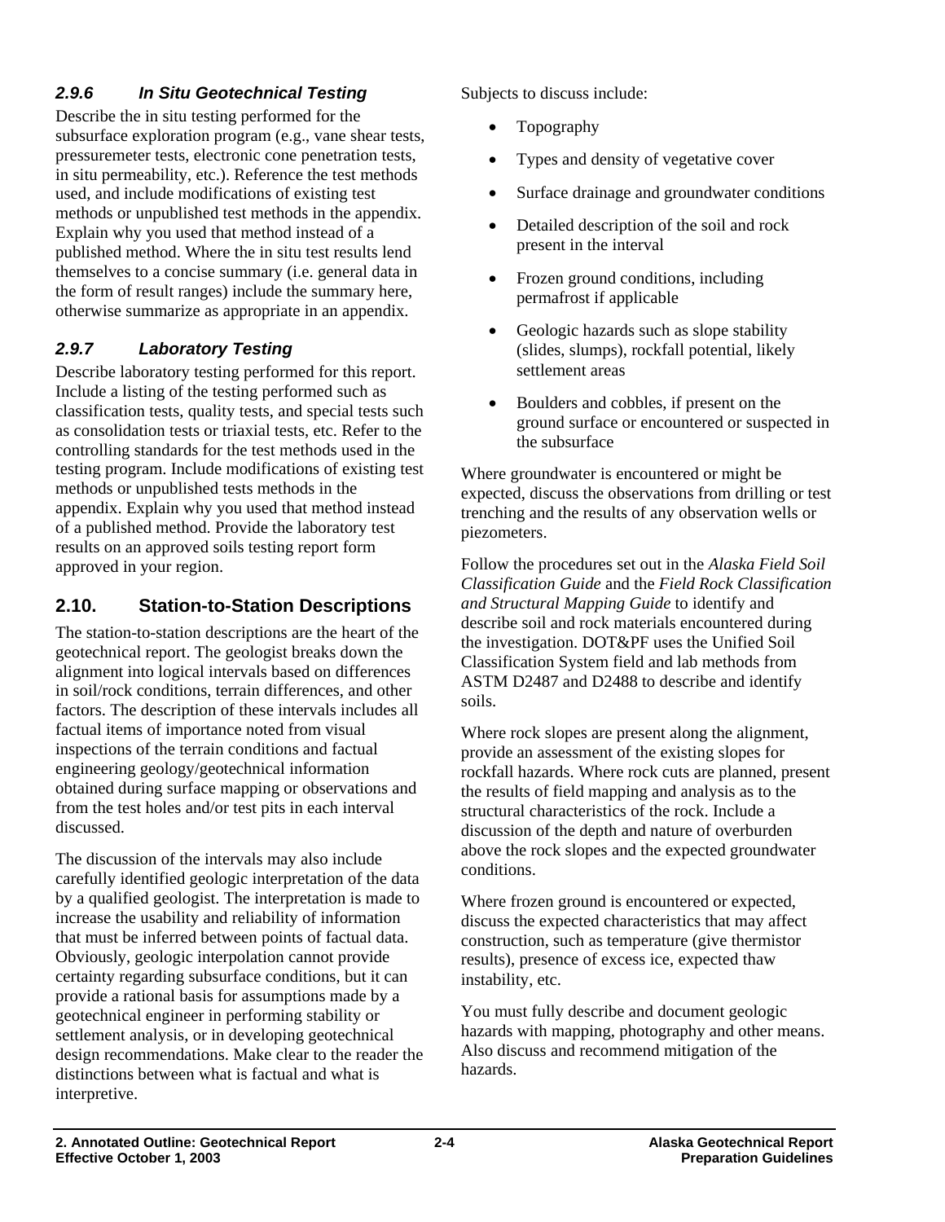### *2.9.6 In Situ Geotechnical Testing*

Describe the in situ testing performed for the subsurface exploration program (e.g., vane shear tests, pressuremeter tests, electronic cone penetration tests, in situ permeability, etc.). Reference the test methods used, and include modifications of existing test methods or unpublished test methods in the appendix. Explain why you used that method instead of a published method. Where the in situ test results lend themselves to a concise summary (i.e. general data in the form of result ranges) include the summary here, otherwise summarize as appropriate in an appendix.

### *2.9.7 Laboratory Testing*

Describe laboratory testing performed for this report. Include a listing of the testing performed such as classification tests, quality tests, and special tests such as consolidation tests or triaxial tests, etc. Refer to the controlling standards for the test methods used in the testing program. Include modifications of existing test methods or unpublished tests methods in the appendix. Explain why you used that method instead of a published method. Provide the laboratory test results on an approved soils testing report form approved in your region.

## 2.10. Station-to-Station Descriptions

The station-to-station descriptions are the heart of the geotechnical report. The geologist breaks down the alignment into logical intervals based on differences in soil/rock conditions, terrain differences, and other factors. The description of these intervals includes all factual items of importance noted from visual inspections of the terrain conditions and factual engineering geology/geotechnical information obtained during surface mapping or observations and from the test holes and/or test pits in each interval discussed.

The discussion of the intervals may also include carefully identified geologic interpretation of the data by a qualified geologist. The interpretation is made to increase the usability and reliability of information that must be inferred between points of factual data. Obviously, geologic interpolation cannot provide certainty regarding subsurface conditions, but it can provide a rational basis for assumptions made by a geotechnical engineer in performing stability or settlement analysis, or in developing geotechnical design recommendations. Make clear to the reader the distinctions between what is factual and what is interpretive.

Subjects to discuss include:

- Topography
- Types and density of vegetative cover
- Surface drainage and groundwater conditions
- Detailed description of the soil and rock present in the interval
- Frozen ground conditions, including permafrost if applicable
- Geologic hazards such as slope stability (slides, slumps), rockfall potential, likely settlement areas
- Boulders and cobbles, if present on the ground surface or encountered or suspected in the subsurface

Where groundwater is encountered or might be expected, discuss the observations from drilling or test trenching and the results of any observation wells or piezometers.

Follow the procedures set out in the *Alaska Field Soil Classification Guide* and the *Field Rock Classification and Structural Mapping Guide* to identify and describe soil and rock materials encountered during the investigation. DOT&PF uses the Unified Soil Classification System field and lab methods from ASTM D2487 and D2488 to describe and identify soils.

Where rock slopes are present along the alignment, provide an assessment of the existing slopes for rockfall hazards. Where rock cuts are planned, present the results of field mapping and analysis as to the structural characteristics of the rock. Include a discussion of the depth and nature of overburden above the rock slopes and the expected groundwater conditions.

Where frozen ground is encountered or expected, discuss the expected characteristics that may affect construction, such as temperature (give thermistor results), presence of excess ice, expected thaw instability, etc.

You must fully describe and document geologic hazards with mapping, photography and other means. Also discuss and recommend mitigation of the hazards.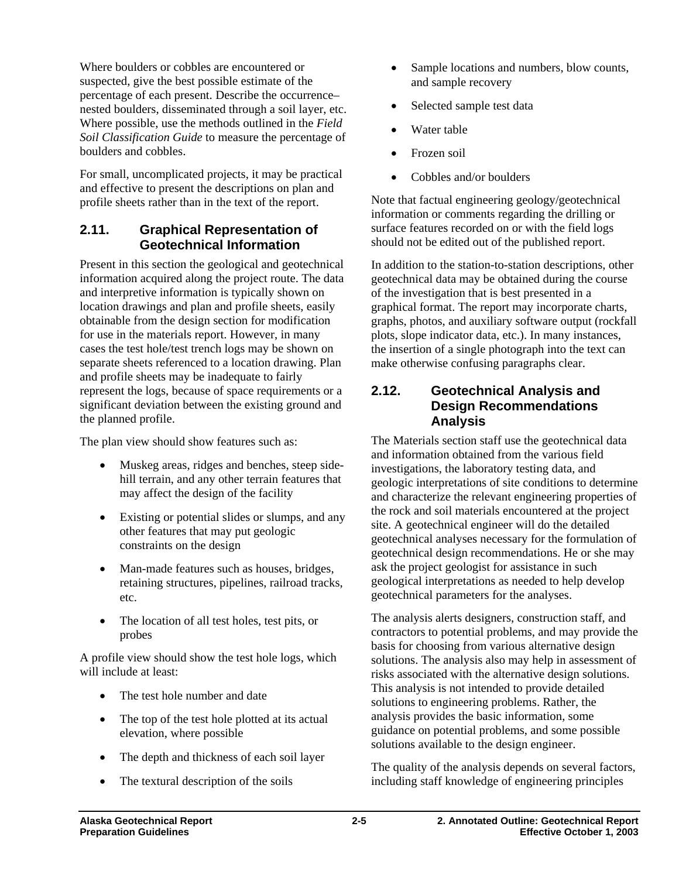Where boulders or cobbles are encountered or suspected, give the best possible estimate of the percentage of each present. Describe the occurrence–nested boulders, disseminated through a soil layer, etc. Where possible, use the methods outlined in the *Field Soil Classification Guide* to measure the percentage of boulders and cobbles.

For small, uncomplicated projects, it may be practical and effective to present the descriptions on plan and profile sheets rather than in the text of the report.

## 2.11. Graphical Representation of Geotechnical Information

Present in this section the geological and geotechnical information acquired along the project route. The data and interpretive information is typically shown on location drawings and plan and profile sheets, easily obtainable from the design section for modification for use in the materials report. However, in many cases the test hole/test trench logs may be shown on separate sheets referenced to a location drawing. Plan and profile sheets may be inadequate to fairly represent the logs, because of space requirements or a significant deviation between the existing ground and the planned profile.

The plan view should show features such as:

- Muskeg areas, ridges and benches, steep side-hill terrain, and any other terrain features that may affect the design of the facility
- Existing or potential slides or slumps, and any other features that may put geologic constraints on the design
- Man-made features such as houses, bridges, retaining structures, pipelines, railroad tracks, etc.
- The location of all test holes, test pits, or probes

A profile view should show the test hole logs, which will include at least:

- The test hole number and date
- The top of the test hole plotted at its actual elevation, where possible
- The depth and thickness of each soil layer
- The textural description of the soils
- Sample locations and numbers, blow counts, and sample recovery
- Selected sample test data
- Water table
- Frozen soil
- Cobbles and/or boulders

Note that factual engineering geology/geotechnical information or comments regarding the drilling or surface features recorded on or with the field logs should not be edited out of the published report.

In addition to the station-to-station descriptions, other geotechnical data may be obtained during the course of the investigation that is best presented in a graphical format. The report may incorporate charts, graphs, photos, and auxiliary software output (rockfall plots, slope indicator data, etc.). In many instances, the insertion of a single photograph into the text can make otherwise confusing paragraphs clear.

## 2.12. Geotechnical Analysis and Design Recommendations Analysis

The Materials section staff use the geotechnical data and information obtained from the various field investigations, the laboratory testing data, and geologic interpretations of site conditions to determine and characterize the relevant engineering properties of the rock and soil materials encountered at the project site. A geotechnical engineer will do the detailed geotechnical analyses necessary for the formulation of geotechnical design recommendations. He or she may ask the project geologist for assistance in such geological interpretations as needed to help develop geotechnical parameters for the analyses.

The analysis alerts designers, construction staff, and contractors to potential problems, and may provide the basis for choosing from various alternative design solutions. The analysis also may help in assessment of risks associated with the alternative design solutions. This analysis is not intended to provide detailed solutions to engineering problems. Rather, the analysis provides the basic information, some guidance on potential problems, and some possible solutions available to the design engineer.

The quality of the analysis depends on several factors, including staff knowledge of engineering principles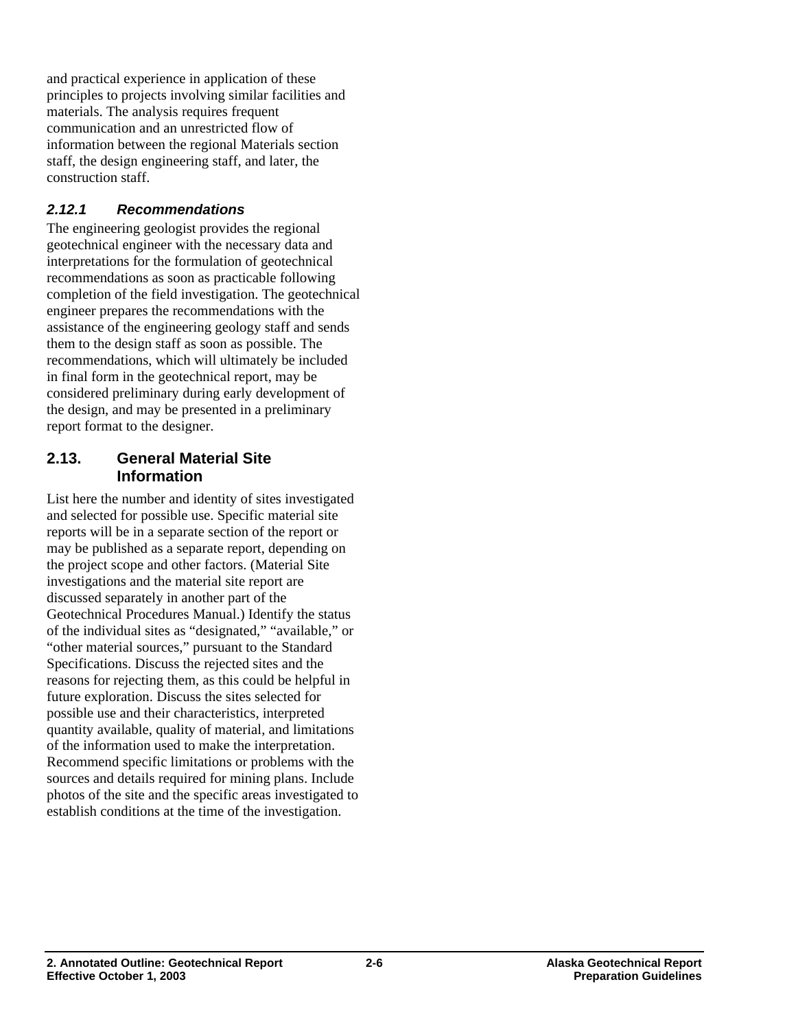and practical experience in application of these principles to projects involving similar facilities and materials. The analysis requires frequent communication and an unrestricted flow of information between the regional Materials section staff, the design engineering staff, and later, the construction staff.

### *2.12.1 Recommendations*

The engineering geologist provides the regional geotechnical engineer with the necessary data and interpretations for the formulation of geotechnical recommendations as soon as practicable following completion of the field investigation. The geotechnical engineer prepares the recommendations with the assistance of the engineering geology staff and sends them to the design staff as soon as possible. The recommendations, which will ultimately be included in final form in the geotechnical report, may be considered preliminary during early development of the design, and may be presented in a preliminary report format to the designer.

## 2.13. General Material Site Information

List here the number and identity of sites investigated and selected for possible use. Specific material site reports will be in a separate section of the report or may be published as a separate report, depending on the project scope and other factors. (Material Site investigations and the material site report are discussed separately in another part of the Geotechnical Procedures Manual.) Identify the status of the individual sites as "designated," "available," or "other material sources," pursuant to the Standard Specifications. Discuss the rejected sites and the reasons for rejecting them, as this could be helpful in future exploration. Discuss the sites selected for possible use and their characteristics, interpreted quantity available, quality of material, and limitations of the information used to make the interpretation. Recommend specific limitations or problems with the sources and details required for mining plans. Include photos of the site and the specific areas investigated to establish conditions at the time of the investigation.